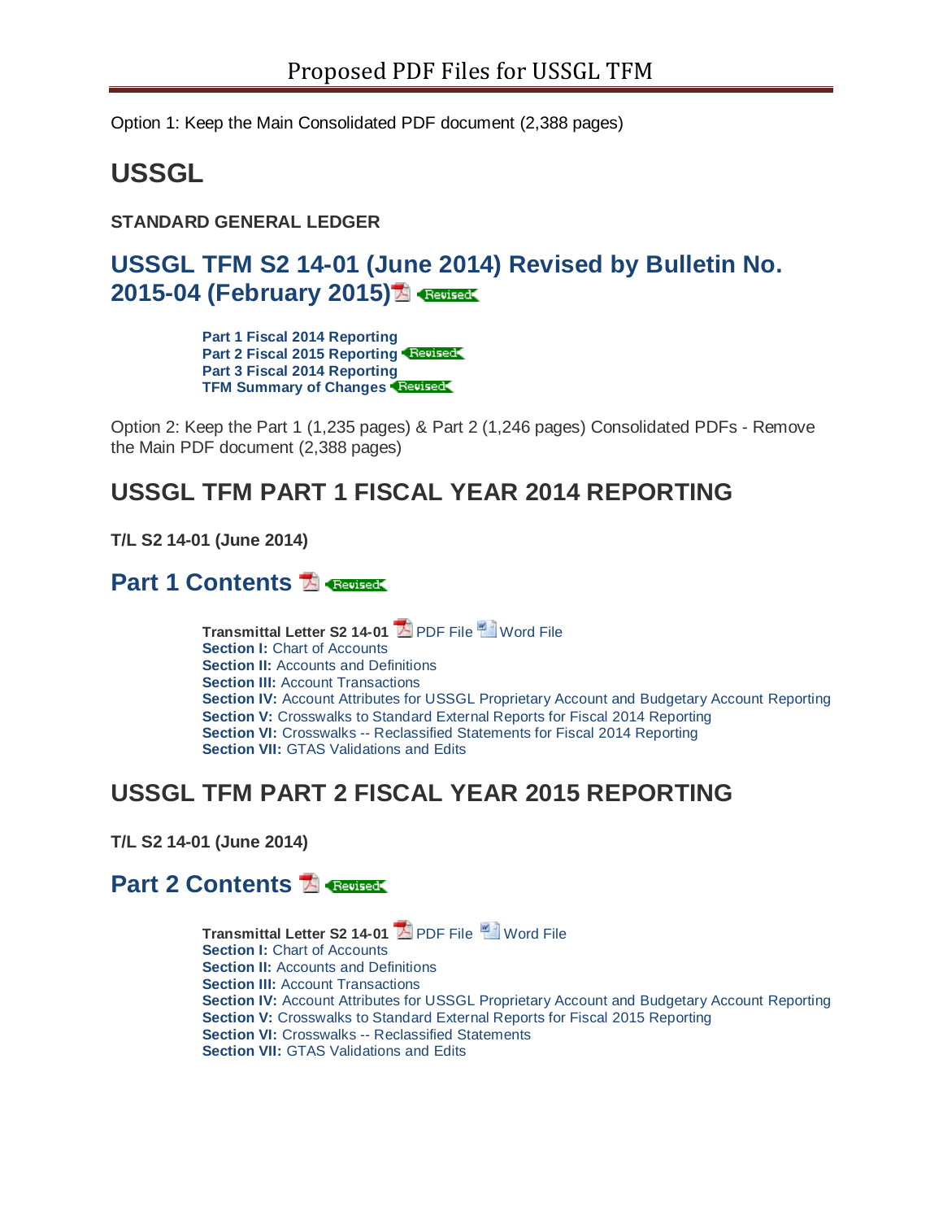# Proposed PDF Files for USSGL TFM

Option 1: Keep the Main Consolidated PDF document (2,388 pages)

## USSGL

**STANDARD GENERAL LEDGER**

## USSGL TFM S2 14-01 (June 2014) Revised by Bulletin No. 2015-04 (February 2015) Revised

**Part 1 Fiscal 2014 Reporting**
**Part 2 Fiscal 2015 Reporting** Revised
**Part 3 Fiscal 2014 Reporting**
**TFM Summary of Changes** Revised

Option 2: Keep the Part 1 (1,235 pages) & Part 2 (1,246 pages) Consolidated PDFs - Remove the Main PDF document (2,388 pages)

## USSGL TFM PART 1 FISCAL YEAR 2014 REPORTING

**T/L S2 14-01 (June 2014)**

## Part 1 Contents Revised

**Transmittal Letter S2 14-01** PDF File Word File
**Section I:** Chart of Accounts
**Section II:** Accounts and Definitions
**Section III:** Account Transactions
**Section IV:** Account Attributes for USSGL Proprietary Account and Budgetary Account Reporting
**Section V:** Crosswalks to Standard External Reports for Fiscal 2014 Reporting
**Section VI:** Crosswalks -- Reclassified Statements for Fiscal 2014 Reporting
**Section VII:** GTAS Validations and Edits

## USSGL TFM PART 2 FISCAL YEAR 2015 REPORTING

**T/L S2 14-01 (June 2014)**

## Part 2 Contents Revised

**Transmittal Letter S2 14-01** PDF File Word File
**Section I:** Chart of Accounts
**Section II:** Accounts and Definitions
**Section III:** Account Transactions
**Section IV:** Account Attributes for USSGL Proprietary Account and Budgetary Account Reporting
**Section V:** Crosswalks to Standard External Reports for Fiscal 2015 Reporting
**Section VI:** Crosswalks -- Reclassified Statements
**Section VII:** GTAS Validations and Edits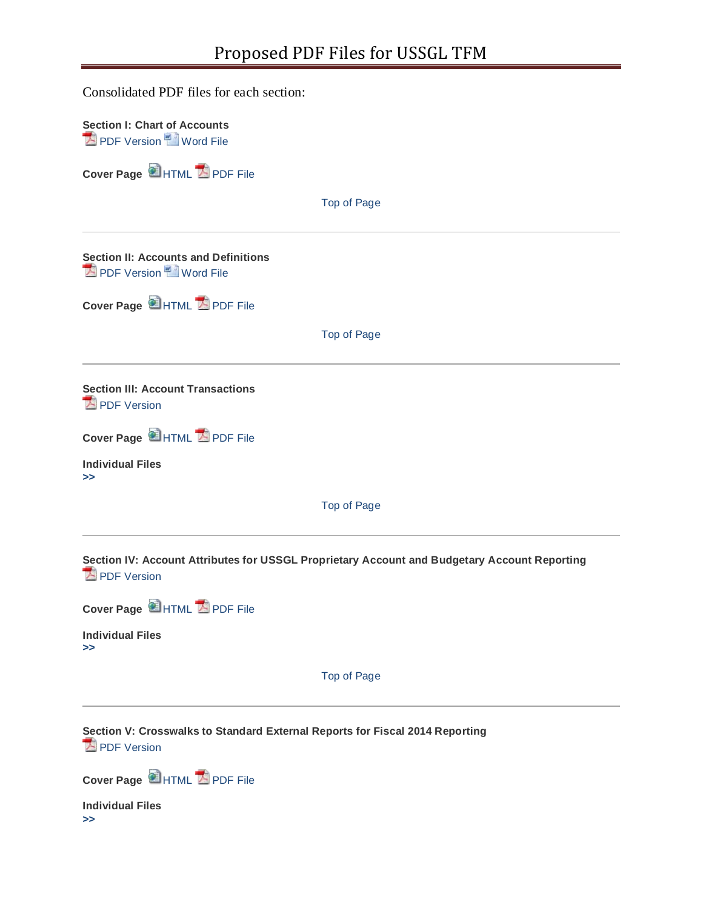# Proposed PDF Files for USSGL TFM

Consolidated PDF files for each section:

**Section I: Chart of Accounts**
PDF Version Word File

**Cover Page** HTML PDF File

Top of Page

---

**Section II: Accounts and Definitions**
PDF Version Word File

**Cover Page** HTML PDF File

Top of Page

---

**Section III: Account Transactions**
PDF Version

**Cover Page** HTML PDF File

**Individual Files**
**>>**

Top of Page

---

**Section IV: Account Attributes for USSGL Proprietary Account and Budgetary Account Reporting**
PDF Version

**Cover Page** HTML PDF File

**Individual Files**
**>>**

Top of Page

---

**Section V: Crosswalks to Standard External Reports for Fiscal 2014 Reporting**
PDF Version

**Cover Page** HTML PDF File

**Individual Files**
**>>**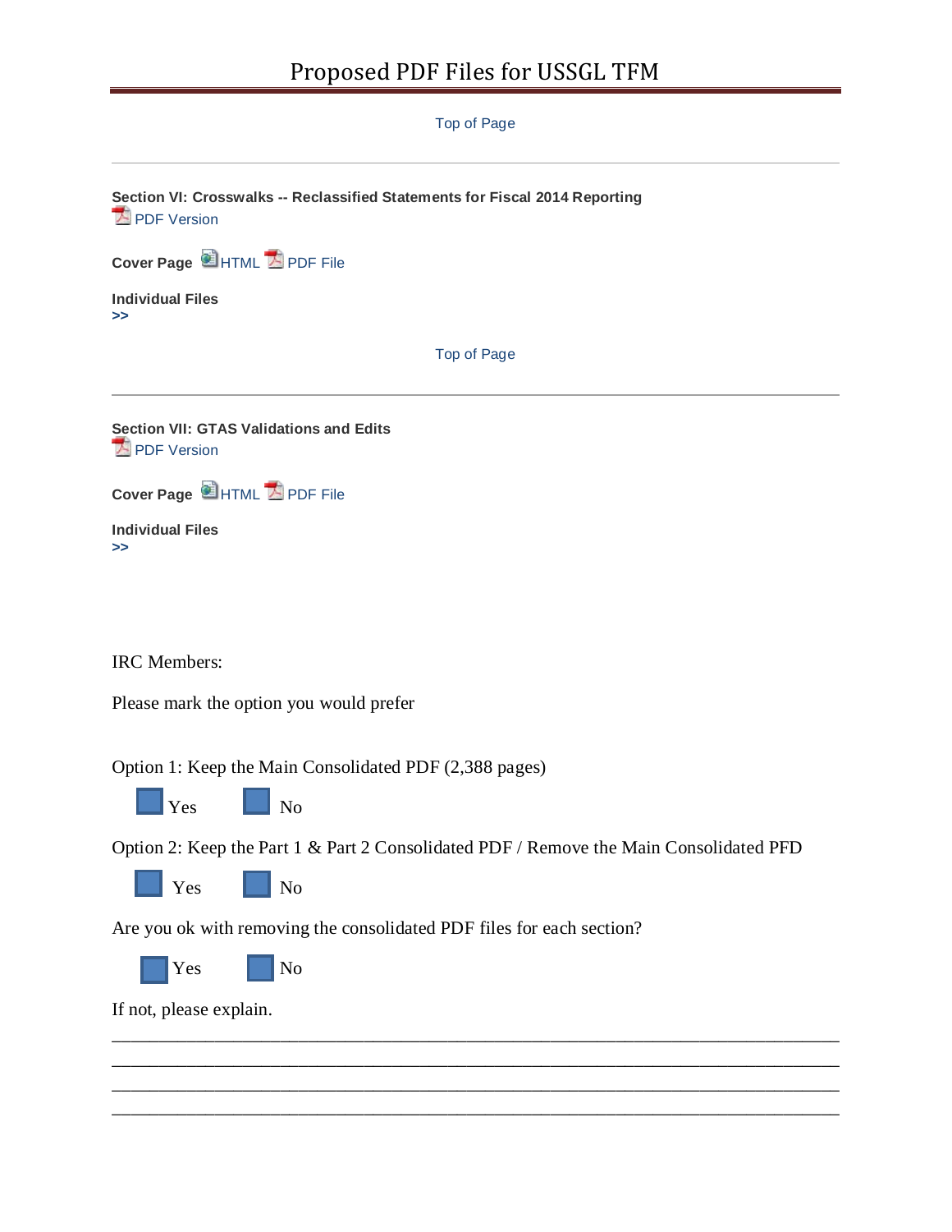Top of Page

---

**Section VI: Crosswalks -- Reclassified Statements for Fiscal 2014 Reporting**
PDF Version

**Cover Page** HTML PDF File

**Individual Files**
**>>**

Top of Page

---

**Section VII: GTAS Validations and Edits**
PDF Version

**Cover Page** HTML PDF File

**Individual Files**
**>>**

IRC Members:

Please mark the option you would prefer

Option 1: Keep the Main Consolidated PDF (2,388 pages)

☐ Yes ☐ No

Option 2: Keep the Part 1 & Part 2 Consolidated PDF / Remove the Main Consolidated PFD

☐ Yes ☐ No

Are you ok with removing the consolidated PDF files for each section?

☐ Yes ☐ No

If not, please explain.

______________________________________________________________________________
______________________________________________________________________________
______________________________________________________________________________
______________________________________________________________________________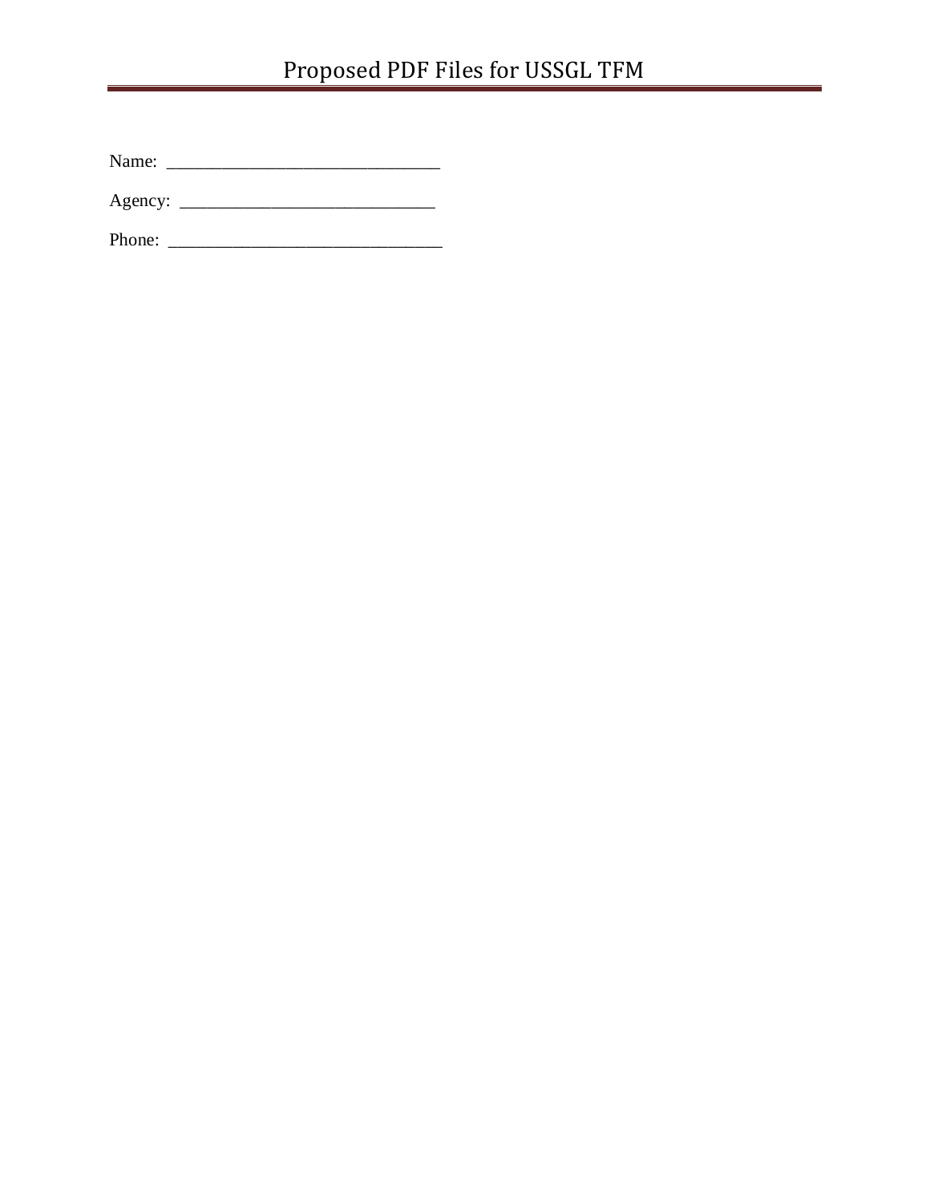Name: _______________________________

Agency: _____________________________

Phone: _______________________________